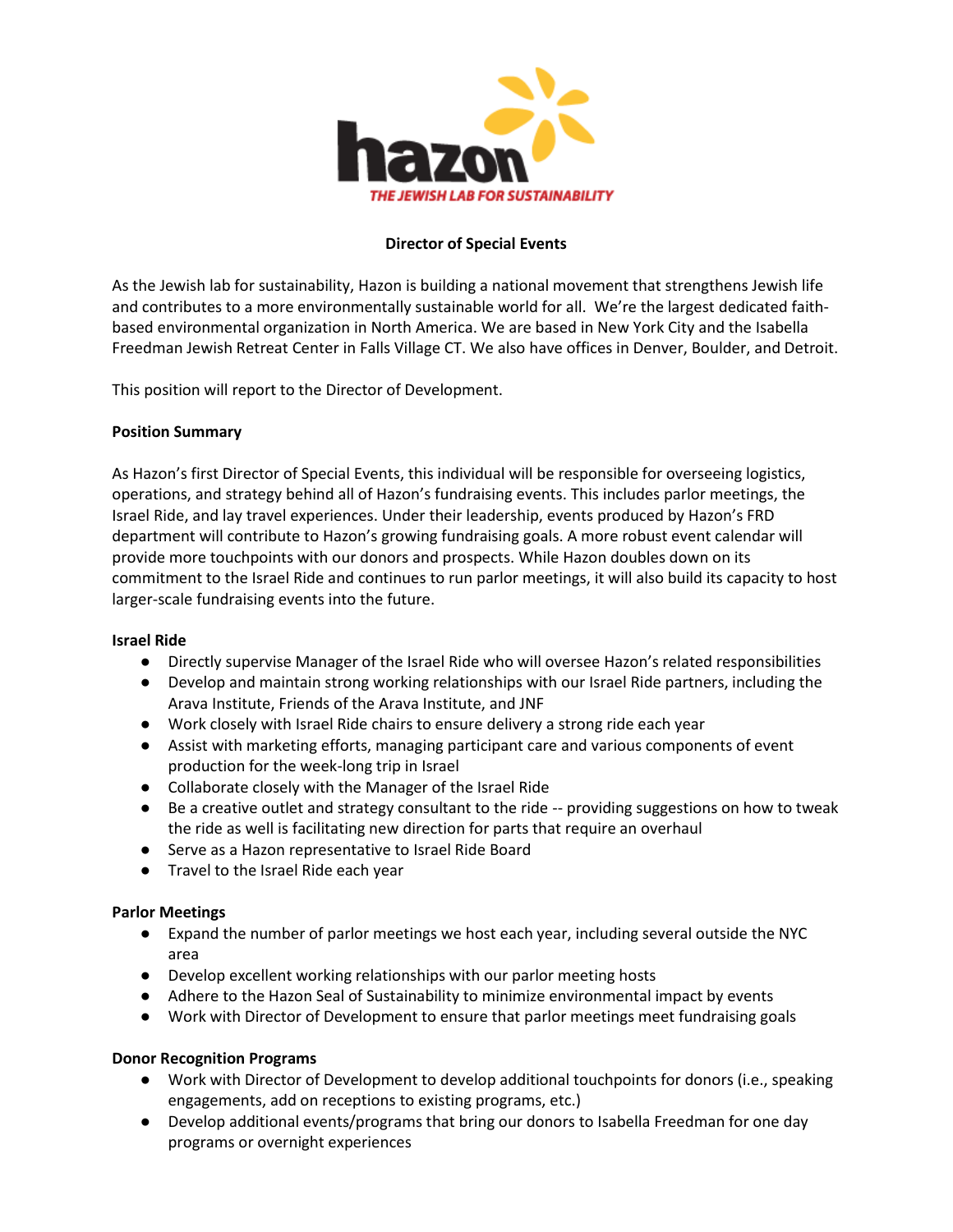hazon

THE JEWISH LAB FOR SUSTAINABILITY

# Director of Special Events

As the Jewish lab for sustainability, Hazon is building a national movement that strengthens Jewish life and contributes to a more environmentally sustainable world for all. We're the largest dedicated faith-based environmental organization in North America. We are based in New York City and the Isabella Freedman Jewish Retreat Center in Falls Village CT. We also have offices in Denver, Boulder, and Detroit.

This position will report to the Director of Development.

## Position Summary

As Hazon's first Director of Special Events, this individual will be responsible for overseeing logistics, operations, and strategy behind all of Hazon's fundraising events. This includes parlor meetings, the Israel Ride, and lay travel experiences. Under their leadership, events produced by Hazon's FRD department will contribute to Hazon's growing fundraising goals. A more robust event calendar will provide more touchpoints with our donors and prospects. While Hazon doubles down on its commitment to the Israel Ride and continues to run parlor meetings, it will also build its capacity to host larger-scale fundraising events into the future.

## Israel Ride

- Directly supervise Manager of the Israel Ride who will oversee Hazon's related responsibilities
- Develop and maintain strong working relationships with our Israel Ride partners, including the Arava Institute, Friends of the Arava Institute, and JNF
- Work closely with Israel Ride chairs to ensure delivery a strong ride each year
- Assist with marketing efforts, managing participant care and various components of event production for the week-long trip in Israel
- Collaborate closely with the Manager of the Israel Ride
- Be a creative outlet and strategy consultant to the ride -- providing suggestions on how to tweak the ride as well is facilitating new direction for parts that require an overhaul
- Serve as a Hazon representative to Israel Ride Board
- Travel to the Israel Ride each year

## Parlor Meetings

- Expand the number of parlor meetings we host each year, including several outside the NYC area
- Develop excellent working relationships with our parlor meeting hosts
- Adhere to the Hazon Seal of Sustainability to minimize environmental impact by events
- Work with Director of Development to ensure that parlor meetings meet fundraising goals

## Donor Recognition Programs

- Work with Director of Development to develop additional touchpoints for donors (i.e., speaking engagements, add on receptions to existing programs, etc.)
- Develop additional events/programs that bring our donors to Isabella Freedman for one day programs or overnight experiences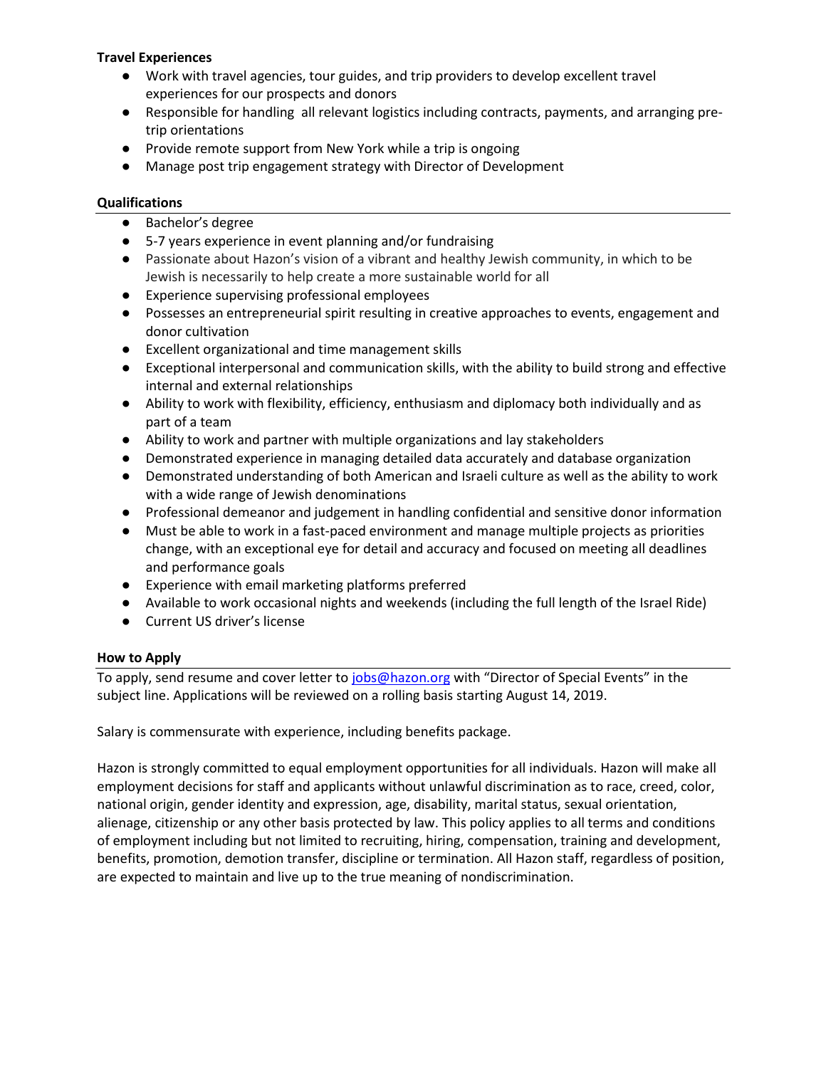**Travel Experiences**

- Work with travel agencies, tour guides, and trip providers to develop excellent travel experiences for our prospects and donors
- Responsible for handling all relevant logistics including contracts, payments, and arranging pre-trip orientations
- Provide remote support from New York while a trip is ongoing
- Manage post trip engagement strategy with Director of Development

**Qualifications**

- Bachelor's degree
- 5-7 years experience in event planning and/or fundraising
- Passionate about Hazon's vision of a vibrant and healthy Jewish community, in which to be Jewish is necessarily to help create a more sustainable world for all
- Experience supervising professional employees
- Possesses an entrepreneurial spirit resulting in creative approaches to events, engagement and donor cultivation
- Excellent organizational and time management skills
- Exceptional interpersonal and communication skills, with the ability to build strong and effective internal and external relationships
- Ability to work with flexibility, efficiency, enthusiasm and diplomacy both individually and as part of a team
- Ability to work and partner with multiple organizations and lay stakeholders
- Demonstrated experience in managing detailed data accurately and database organization
- Demonstrated understanding of both American and Israeli culture as well as the ability to work with a wide range of Jewish denominations
- Professional demeanor and judgement in handling confidential and sensitive donor information
- Must be able to work in a fast-paced environment and manage multiple projects as priorities change, with an exceptional eye for detail and accuracy and focused on meeting all deadlines and performance goals
- Experience with email marketing platforms preferred
- Available to work occasional nights and weekends (including the full length of the Israel Ride)
- Current US driver's license

**How to Apply**

To apply, send resume and cover letter to jobs@hazon.org with "Director of Special Events" in the subject line. Applications will be reviewed on a rolling basis starting August 14, 2019.

Salary is commensurate with experience, including benefits package.

Hazon is strongly committed to equal employment opportunities for all individuals. Hazon will make all employment decisions for staff and applicants without unlawful discrimination as to race, creed, color, national origin, gender identity and expression, age, disability, marital status, sexual orientation, alienage, citizenship or any other basis protected by law. This policy applies to all terms and conditions of employment including but not limited to recruiting, hiring, compensation, training and development, benefits, promotion, demotion transfer, discipline or termination. All Hazon staff, regardless of position, are expected to maintain and live up to the true meaning of nondiscrimination.